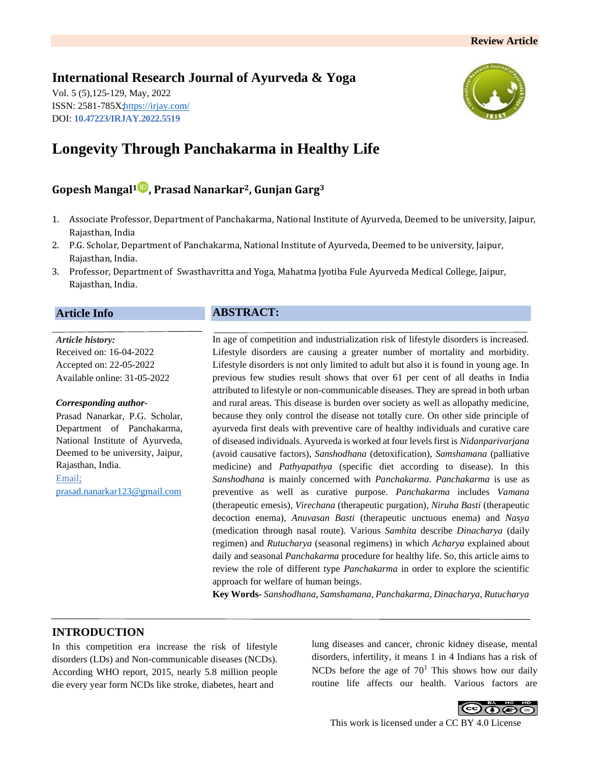Review Article

**International Research Journal of Ayurveda & Yoga**

Vol. 5 (5),125-129, May, 2022
ISSN: 2581-785X; https://irjay.com/
DOI: **10.47223/IRJAY.2022.5519**

# Longevity Through Panchakarma in Healthy Life

**Gopesh Mangal[1], Prasad Nanarkar[2], Gunjan Garg[3]**

1. Associate Professor, Department of Panchakarma, National Institute of Ayurveda, Deemed to be university, Jaipur, Rajasthan, India
2. P.G. Scholar, Department of Panchakarma, National Institute of Ayurveda, Deemed to be university, Jaipur, Rajasthan, India.
3. Professor, Department of Swasthavritta and Yoga, Mahatma Jyotiba Fule Ayurveda Medical College, Jaipur, Rajasthan, India.

## Article Info

***Article history:***
Received on: 16-04-2022
Accepted on: 22-05-2022
Available online: 31-05-2022

***Corresponding author-***
Prasad Nanarkar, P.G. Scholar, Department of Panchakarma, National Institute of Ayurveda, Deemed to be university, Jaipur, Rajasthan, India.
Email; prasad.nanarkar123@gmail.com

## ABSTRACT:

In age of competition and industrialization risk of lifestyle disorders is increased. Lifestyle disorders are causing a greater number of mortality and morbidity. Lifestyle disorders is not only limited to adult but also it is found in young age. In previous few studies result shows that over 61 per cent of all deaths in India attributed to lifestyle or non-communicable diseases. They are spread in both urban and rural areas. This disease is burden over society as well as allopathy medicine, because they only control the disease not totally cure. On other side principle of ayurveda first deals with preventive care of healthy individuals and curative care of diseased individuals. Ayurveda is worked at four levels first is *Nidanparivarjana* (avoid causative factors), *Sanshodhana* (detoxification), *Samshamana* (palliative medicine) and *Pathyapathya* (specific diet according to disease). In this *Sanshodhana* is mainly concerned with *Panchakarma*. *Panchakarma* is use as preventive as well as curative purpose. *Panchakarma* includes *Vamana* (therapeutic emesis), *Virechana* (therapeutic purgation), *Niruha Basti* (therapeutic decoction enema), *Anuvasan Basti* (therapeutic unctuous enema) and *Nasya* (medication through nasal route). Various *Samhita* describe *Dinacharya* (daily regimen) and *Rutucharya* (seasonal regimens) in which *Acharya* explained about daily and seasonal *Panchakarma* procedure for healthy life. So, this article aims to review the role of different type *Panchakarma* in order to explore the scientific approach for welfare of human beings.

**Key Words**- *Sanshodhana, Samshamana, Panchakarma, Dinacharya, Rutucharya*

## INTRODUCTION

In this competition era increase the risk of lifestyle disorders (LDs) and Non-communicable diseases (NCDs). According WHO report, 2015, nearly 5.8 million people die every year form NCDs like stroke, diabetes, heart and lung diseases and cancer, chronic kidney disease, mental disorders, infertility, it means 1 in 4 Indians has a risk of NCDs before the age of 70[1] This shows how our daily routine life affects our health. Various factors are

This work is licensed under a CC BY 4.0 License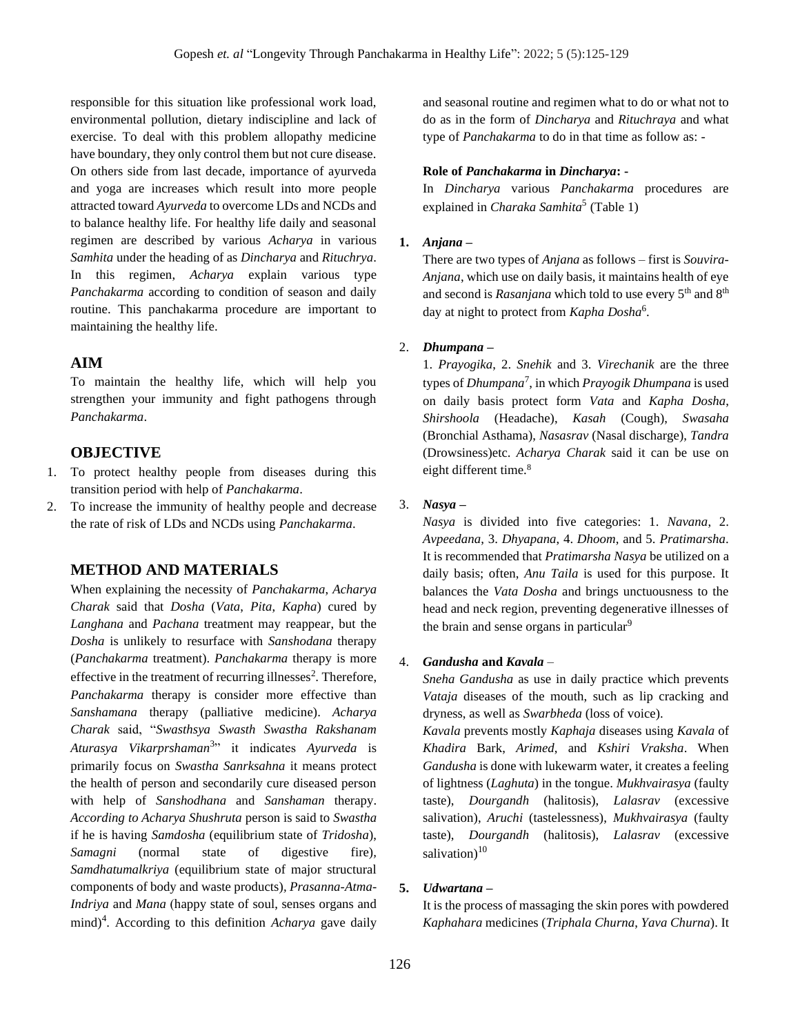responsible for this situation like professional work load, environmental pollution, dietary indiscipline and lack of exercise. To deal with this problem allopathy medicine have boundary, they only control them but not cure disease. On others side from last decade, importance of ayurveda and yoga are increases which result into more people attracted toward *Ayurveda* to overcome LDs and NCDs and to balance healthy life. For healthy life daily and seasonal regimen are described by various *Acharya* in various *Samhita* under the heading of as *Dincharya* and *Rituchrya*. In this regimen, *Acharya* explain various type *Panchakarma* according to condition of season and daily routine. This panchakarma procedure are important to maintaining the healthy life.

## AIM

To maintain the healthy life, which will help you strengthen your immunity and fight pathogens through *Panchakarma*.

## OBJECTIVE

1. To protect healthy people from diseases during this transition period with help of *Panchakarma*.
2. To increase the immunity of healthy people and decrease the rate of risk of LDs and NCDs using *Panchakarma*.

## METHOD AND MATERIALS

When explaining the necessity of *Panchakarma, Acharya Charak* said that *Dosha* (*Vata, Pita, Kapha*) cured by *Langhana* and *Pachana* treatment may reappear, but the *Dosha* is unlikely to resurface with *Sanshodana* therapy (*Panchakarma* treatment). *Panchakarma* therapy is more effective in the treatment of recurring illnesses[2]. Therefore, *Panchakarma* therapy is consider more effective than *Sanshamana* therapy (palliative medicine). *Acharya Charak* said, "*Swasthsya Swasth Swastha Rakshanam Aturasya Vikarprshaman*[3]" it indicates *Ayurveda* is primarily focus on *Swastha Sanrksahna* it means protect the health of person and secondarily cure diseased person with help of *Sanshodhana* and *Sanshaman* therapy. *According to Acharya Shushruta* person is said to *Swastha* if he is having *Samdosha* (equilibrium state of *Tridosha*), *Samagni* (normal state of digestive fire), *Samdhatumalkriya* (equilibrium state of major structural components of body and waste products), *Prasanna-Atma-Indriya* and *Mana* (happy state of soul, senses organs and mind)[4]. According to this definition *Acharya* gave daily and seasonal routine and regimen what to do or what not to do as in the form of *Dincharya* and *Rituchraya* and what type of *Panchakarma* to do in that time as follow as: -

**Role of *Panchakarma* in *Dincharya*: -**

In *Dincharya* various *Panchakarma* procedures are explained in *Charaka Samhita*[5] (Table 1)

1. ***Anjana* –**

   There are two types of *Anjana* as follows – first is *Souvira-Anjana*, which use on daily basis, it maintains health of eye and second is *Rasanjana* which told to use every 5th and 8th day at night to protect from *Kapha Dosha*[6].

2. ***Dhumpana* –**

   1. *Prayogika*, 2. *Snehik* and 3. *Virechanik* are the three types of *Dhumpana*[7], in which *Prayogik Dhumpana* is used on daily basis protect form *Vata* and *Kapha Dosha*, *Shirshoola* (Headache), *Kasah* (Cough), *Swasaha* (Bronchial Asthama), *Nasasrav* (Nasal discharge), *Tandra* (Drowsiness)etc. *Acharya Charak* said it can be use on eight different time.[8]

3. ***Nasya* –**

   *Nasya* is divided into five categories: 1. *Navana*, 2. *Avpeedana*, 3. *Dhyapana*, 4. *Dhoom*, and 5. *Pratimarsha*. It is recommended that *Pratimarsha Nasya* be utilized on a daily basis; often, *Anu Taila* is used for this purpose. It balances the *Vata Dosha* and brings unctuousness to the head and neck region, preventing degenerative illnesses of the brain and sense organs in particular[9]

4. ***Gandusha* and *Kavala* –**

   *Sneha Gandusha* as use in daily practice which prevents *Vataja* diseases of the mouth, such as lip cracking and dryness, as well as *Swarbheda* (loss of voice).

   *Kavala* prevents mostly *Kaphaja* diseases using *Kavala* of *Khadira* Bark, *Arimed*, and *Kshiri Vraksha*. When *Gandusha* is done with lukewarm water, it creates a feeling of lightness (*Laghuta*) in the tongue. *Mukhvairasya* (faulty taste), *Dourgandh* (halitosis), *Lalasrav* (excessive salivation), *Aruchi* (tastelessness), *Mukhvairasya* (faulty taste), *Dourgandh* (halitosis), *Lalasrav* (excessive salivation)[10]

5. ***Udwartana* –**

   It is the process of massaging the skin pores with powdered *Kaphahara* medicines (*Triphala Churna*, *Yava Churna*). It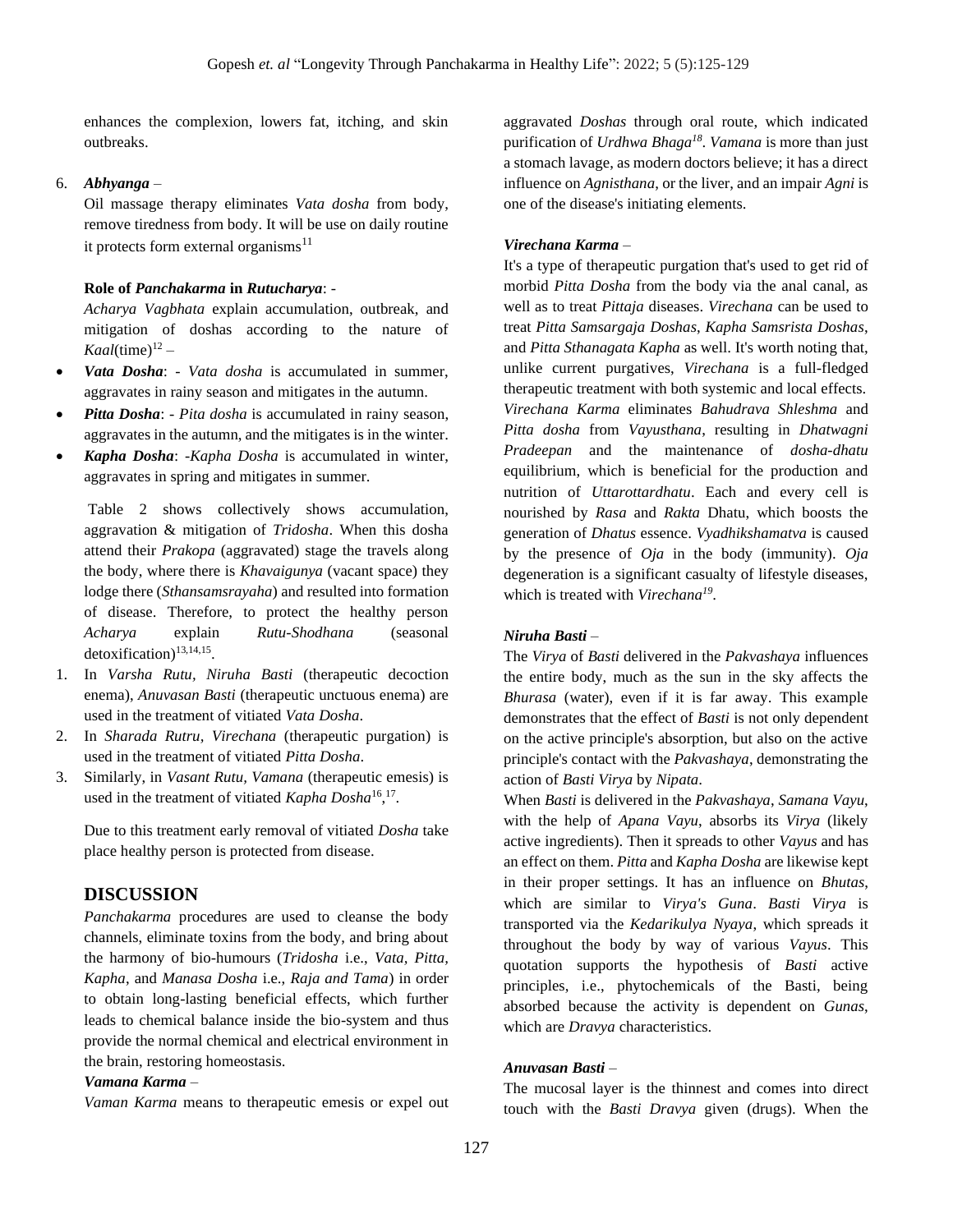enhances the complexion, lowers fat, itching, and skin outbreaks.

6. ***Abhyanga*** –
   Oil massage therapy eliminates *Vata dosha* from body, remove tiredness from body. It will be use on daily routine it protects form external organisms[11]

**Role of *Panchakarma* in *Rutucharya*:** -

*Acharya Vagbhata* explain accumulation, outbreak, and mitigation of doshas according to the nature of *Kaal*(time)[12] –

- ***Vata Dosha***: - *Vata dosha* is accumulated in summer, aggravates in rainy season and mitigates in the autumn.
- ***Pitta Dosha***: - *Pita dosha* is accumulated in rainy season, aggravates in the autumn, and the mitigates is in the winter.
- ***Kapha Dosha***: -*Kapha Dosha* is accumulated in winter, aggravates in spring and mitigates in summer.

Table 2 shows collectively shows accumulation, aggravation & mitigation of *Tridosha*. When this dosha attend their *Prakopa* (aggravated) stage the travels along the body, where there is *Khavaigunya* (vacant space) they lodge there (*Sthansamsrayaha*) and resulted into formation of disease. Therefore, to protect the healthy person *Acharya* explain *Rutu-Shodhana* (seasonal detoxification)[13,14,15].

1. In *Varsha Rutu*, *Niruha Basti* (therapeutic decoction enema), *Anuvasan Basti* (therapeutic unctuous enema) are used in the treatment of vitiated *Vata Dosha*.
2. In *Sharada Rutru*, *Virechana* (therapeutic purgation) is used in the treatment of vitiated *Pitta Dosha*.
3. Similarly, in *Vasant Rutu*, *Vamana* (therapeutic emesis) is used in the treatment of vitiated *Kapha Dosha*[16,17].

Due to this treatment early removal of vitiated *Dosha* take place healthy person is protected from disease.

## DISCUSSION

*Panchakarma* procedures are used to cleanse the body channels, eliminate toxins from the body, and bring about the harmony of bio-humours (*Tridosha* i.e., *Vata, Pitta, Kapha*, and *Manasa Dosha* i.e., *Raja and Tama*) in order to obtain long-lasting beneficial effects, which further leads to chemical balance inside the bio-system and thus provide the normal chemical and electrical environment in the brain, restoring homeostasis.

***Vamana Karma*** –

*Vaman Karma* means to therapeutic emesis or expel out aggravated *Doshas* through oral route, which indicated purification of *Urdhwa Bhaga*[18]. *Vamana* is more than just a stomach lavage, as modern doctors believe; it has a direct influence on *Agnisthana*, or the liver, and an impair *Agni* is one of the disease's initiating elements.

***Virechana Karma*** –

It's a type of therapeutic purgation that's used to get rid of morbid *Pitta Dosha* from the body via the anal canal, as well as to treat *Pittaja* diseases. *Virechana* can be used to treat *Pitta Samsargaja Doshas*, *Kapha Samsrista Doshas*, and *Pitta Sthanagata Kapha* as well. It's worth noting that, unlike current purgatives, *Virechana* is a full-fledged therapeutic treatment with both systemic and local effects. *Virechana Karma* eliminates *Bahudrava Shleshma* and *Pitta dosha* from *Vayusthana*, resulting in *Dhatwagni Pradeepan* and the maintenance of *dosha-dhatu* equilibrium, which is beneficial for the production and nutrition of *Uttarottardhatu*. Each and every cell is nourished by *Rasa* and *Rakta* Dhatu, which boosts the generation of *Dhatus* essence. *Vyadhikshamatva* is caused by the presence of *Oja* in the body (immunity). *Oja* degeneration is a significant casualty of lifestyle diseases, which is treated with *Virechana*[19].

***Niruha Basti*** –

The *Virya* of *Basti* delivered in the *Pakvashaya* influences the entire body, much as the sun in the sky affects the *Bhurasa* (water), even if it is far away. This example demonstrates that the effect of *Basti* is not only dependent on the active principle's absorption, but also on the active principle's contact with the *Pakvashaya*, demonstrating the action of *Basti Virya* by *Nipata*.

When *Basti* is delivered in the *Pakvashaya*, *Samana Vayu*, with the help of *Apana Vayu*, absorbs its *Virya* (likely active ingredients). Then it spreads to other *Vayus* and has an effect on them. *Pitta* and *Kapha Dosha* are likewise kept in their proper settings. It has an influence on *Bhutas*, which are similar to *Virya's Guna*. *Basti Virya* is transported via the *Kedarikulya Nyaya*, which spreads it throughout the body by way of various *Vayus*. This quotation supports the hypothesis of *Basti* active principles, i.e., phytochemicals of the Basti, being absorbed because the activity is dependent on *Gunas*, which are *Dravya* characteristics.

***Anuvasan Basti*** –

The mucosal layer is the thinnest and comes into direct touch with the *Basti Dravya* given (drugs). When the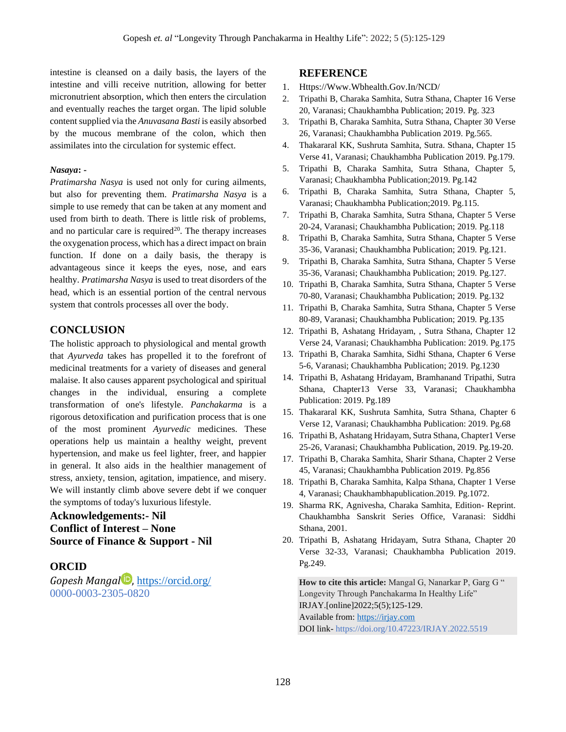intestine is cleansed on a daily basis, the layers of the intestine and villi receive nutrition, allowing for better micronutrient absorption, which then enters the circulation and eventually reaches the target organ. The lipid soluble content supplied via the *Anuvasana Basti* is easily absorbed by the mucous membrane of the colon, which then assimilates into the circulation for systemic effect.

***Nasaya*: -**

*Pratimarsha Nasya* is used not only for curing ailments, but also for preventing them. *Pratimarsha Nasya* is a simple to use remedy that can be taken at any moment and used from birth to death. There is little risk of problems, and no particular care is required[20]. The therapy increases the oxygenation process, which has a direct impact on brain function. If done on a daily basis, the therapy is advantageous since it keeps the eyes, nose, and ears healthy. *Pratimarsha Nasya* is used to treat disorders of the head, which is an essential portion of the central nervous system that controls processes all over the body.

## CONCLUSION

The holistic approach to physiological and mental growth that *Ayurveda* takes has propelled it to the forefront of medicinal treatments for a variety of diseases and general malaise. It also causes apparent psychological and spiritual changes in the individual, ensuring a complete transformation of one's lifestyle. *Panchakarma* is a rigorous detoxification and purification process that is one of the most prominent *Ayurvedic* medicines. These operations help us maintain a healthy weight, prevent hypertension, and make us feel lighter, freer, and happier in general. It also aids in the healthier management of stress, anxiety, tension, agitation, impatience, and misery. We will instantly climb above severe debt if we conquer the symptoms of today's luxurious lifestyle.

**Acknowledgements:- Nil**
**Conflict of Interest – None**
**Source of Finance & Support - Nil**

## ORCID

*Gopesh Mangal*, https://orcid.org/0000-0003-2305-0820

## REFERENCE

1. Https://Www.Wbhealth.Gov.In/NCD/
2. Tripathi B, Charaka Samhita, Sutra Sthana, Chapter 16 Verse 20, Varanasi; Chaukhambha Publication; 2019. Pg. 323
3. Tripathi B, Charaka Samhita, Sutra Sthana, Chapter 30 Verse 26, Varanasi; Chaukhambha Publication 2019. Pg.565.
4. Thakararal KK, Sushruta Samhita, Sutra. Sthana, Chapter 15 Verse 41, Varanasi; Chaukhambha Publication 2019. Pg.179.
5. Tripathi B, Charaka Samhita, Sutra Sthana, Chapter 5, Varanasi; Chaukhambha Publication;2019. Pg.142
6. Tripathi B, Charaka Samhita, Sutra Sthana, Chapter 5, Varanasi; Chaukhambha Publication;2019. Pg.115.
7. Tripathi B, Charaka Samhita, Sutra Sthana, Chapter 5 Verse 20-24, Varanasi; Chaukhambha Publication; 2019. Pg.118
8. Tripathi B, Charaka Samhita, Sutra Sthana, Chapter 5 Verse 35-36, Varanasi; Chaukhambha Publication; 2019. Pg.121.
9. Tripathi B, Charaka Samhita, Sutra Sthana, Chapter 5 Verse 35-36, Varanasi; Chaukhambha Publication; 2019. Pg.127.
10. Tripathi B, Charaka Samhita, Sutra Sthana, Chapter 5 Verse 70-80, Varanasi; Chaukhambha Publication; 2019. Pg.132
11. Tripathi B, Charaka Samhita, Sutra Sthana, Chapter 5 Verse 80-89, Varanasi; Chaukhambha Publication; 2019. Pg.135
12. Tripathi B, Ashatang Hridayam, , Sutra Sthana, Chapter 12 Verse 24, Varanasi; Chaukhambha Publication: 2019. Pg.175
13. Tripathi B, Charaka Samhita, Sidhi Sthana, Chapter 6 Verse 5-6, Varanasi; Chaukhambha Publication; 2019. Pg.1230
14. Tripathi B, Ashatang Hridayam, Bramhanand Tripathi, Sutra Sthana, Chapter13 Verse 33, Varanasi; Chaukhambha Publication: 2019. Pg.189
15. Thakararal KK, Sushruta Samhita, Sutra Sthana, Chapter 6 Verse 12, Varanasi; Chaukhambha Publication: 2019. Pg.68
16. Tripathi B, Ashatang Hridayam, Sutra Sthana, Chapter1 Verse 25-26, Varanasi; Chaukhambha Publication, 2019. Pg.19-20.
17. Tripathi B, Charaka Samhita, Sharir Sthana, Chapter 2 Verse 45, Varanasi; Chaukhambha Publication 2019. Pg.856
18. Tripathi B, Charaka Samhita, Kalpa Sthana, Chapter 1 Verse 4, Varanasi; Chaukhambhapublication.2019. Pg.1072.
19. Sharma RK, Agnivesha, Charaka Samhita, Edition- Reprint. Chaukhambha Sanskrit Series Office, Varanasi: Siddhi Sthana, 2001.
20. Tripathi B, Ashatang Hridayam, Sutra Sthana, Chapter 20 Verse 32-33, Varanasi; Chaukhambha Publication 2019. Pg.249.

**How to cite this article:** Mangal G, Nanarkar P, Garg G " Longevity Through Panchakarma In Healthy Life" IRJAY.[online]2022;5(5);125-129.
Available from: https://irjay.com
DOI link- https://doi.org/10.47223/IRJAY.2022.5519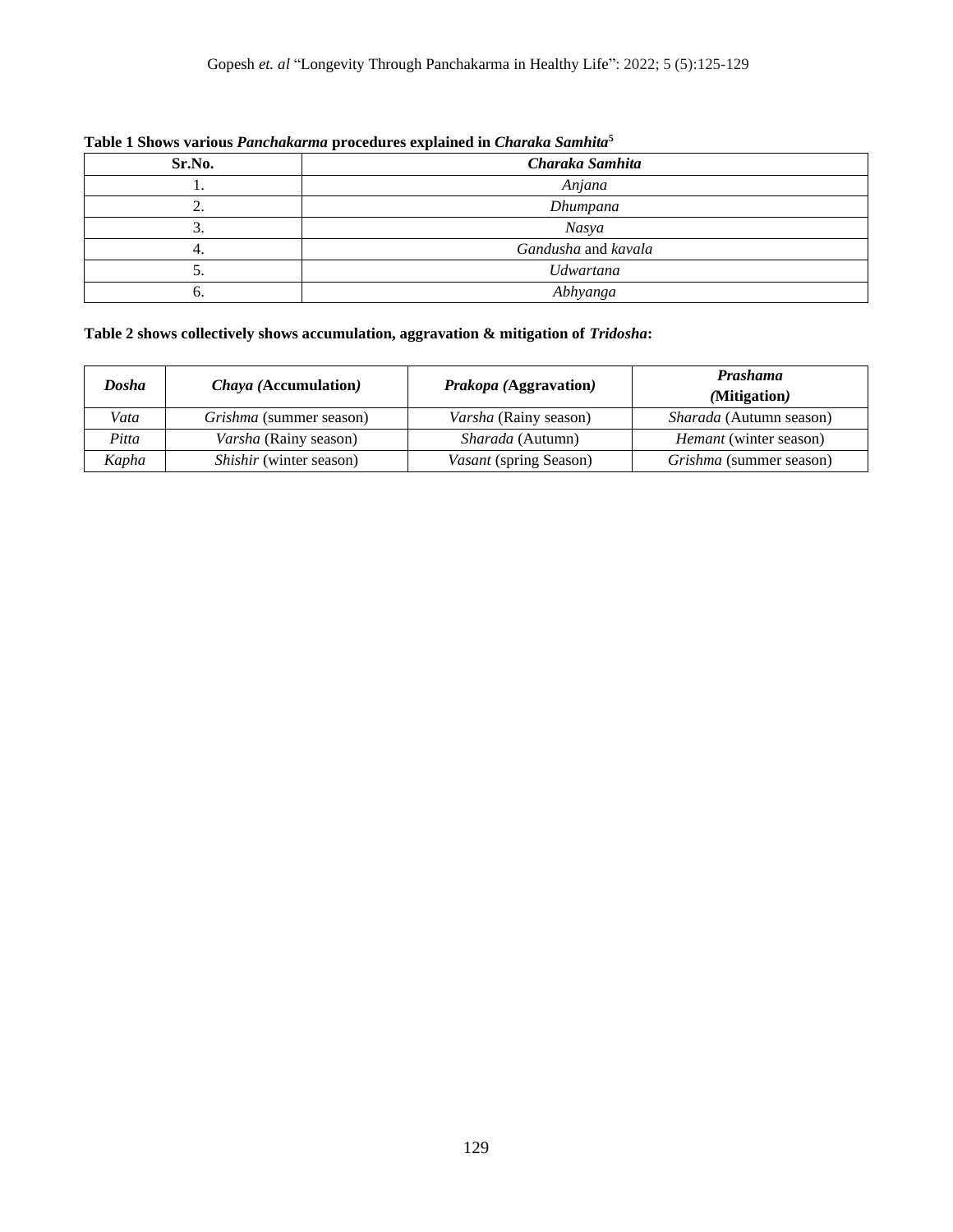**Table 1 Shows various *Panchakarma* procedures explained in *Charaka Samhita*[5]**

| Sr.No. | *Charaka Samhita* |
|---|---|
| 1. | *Anjana* |
| 2. | *Dhumpana* |
| 3. | *Nasya* |
| 4. | *Gandusha* and *kavala* |
| 5. | *Udwartana* |
| 6. | *Abhyanga* |

**Table 2 shows collectively shows accumulation, aggravation & mitigation of *Tridosha*:**

| *Dosha* | *Chaya (*Accumulation*)* | *Prakopa (*Aggravation*)* | *Prashama (*Mitigation*)* |
|---|---|---|---|
| *Vata* | *Grishma* (summer season) | *Varsha* (Rainy season) | *Sharada* (Autumn season) |
| *Pitta* | *Varsha* (Rainy season) | *Sharada* (Autumn) | *Hemant* (winter season) |
| *Kapha* | *Shishir* (winter season) | *Vasant* (spring Season) | *Grishma* (summer season) |